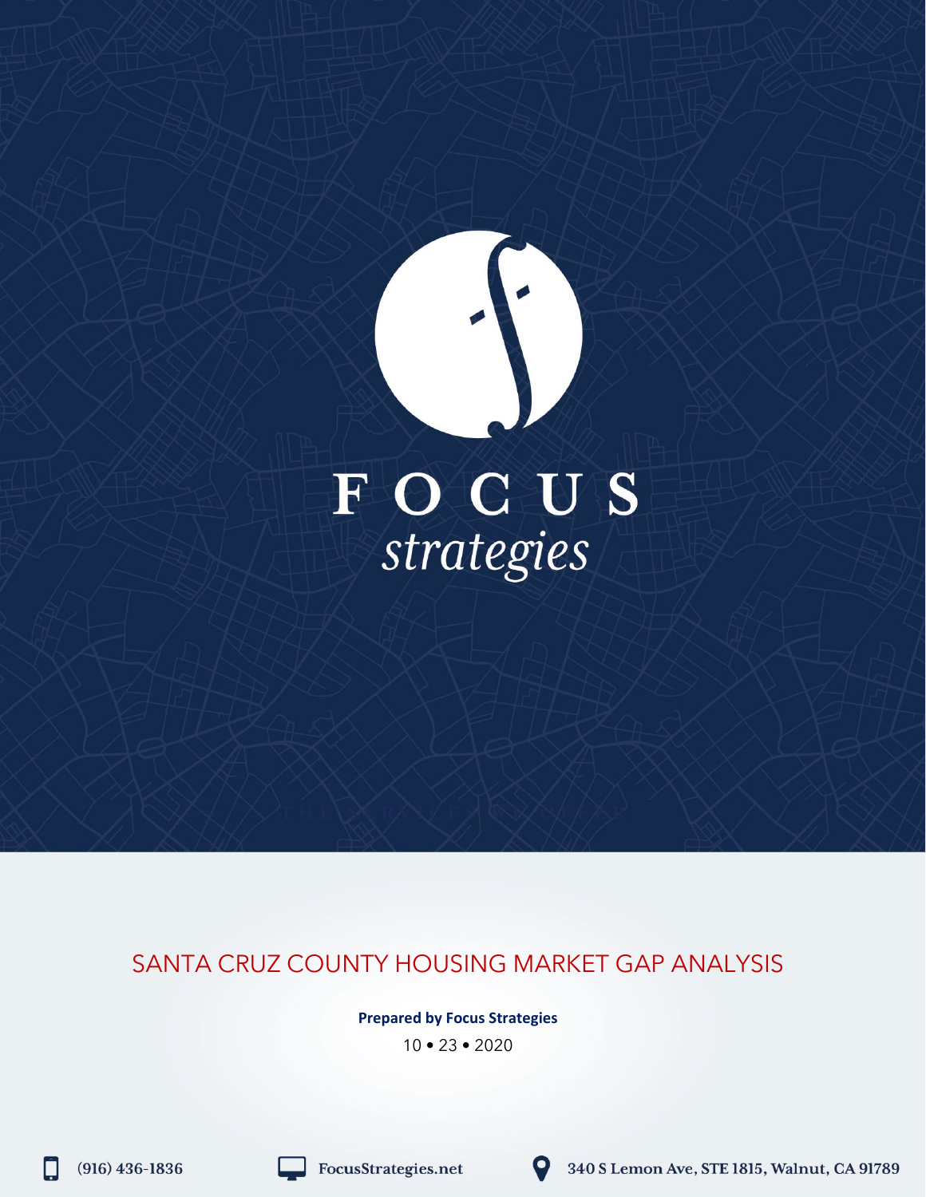FOCUS
*strategies*

# SANTA CRUZ COUNTY HOUSING MARKET GAP ANALYSIS

**Prepared by Focus Strategies**

10 • 23 • 2020

(916) 436-1836 FocusStrategies.net 340 S Lemon Ave, STE 1815, Walnut, CA 91789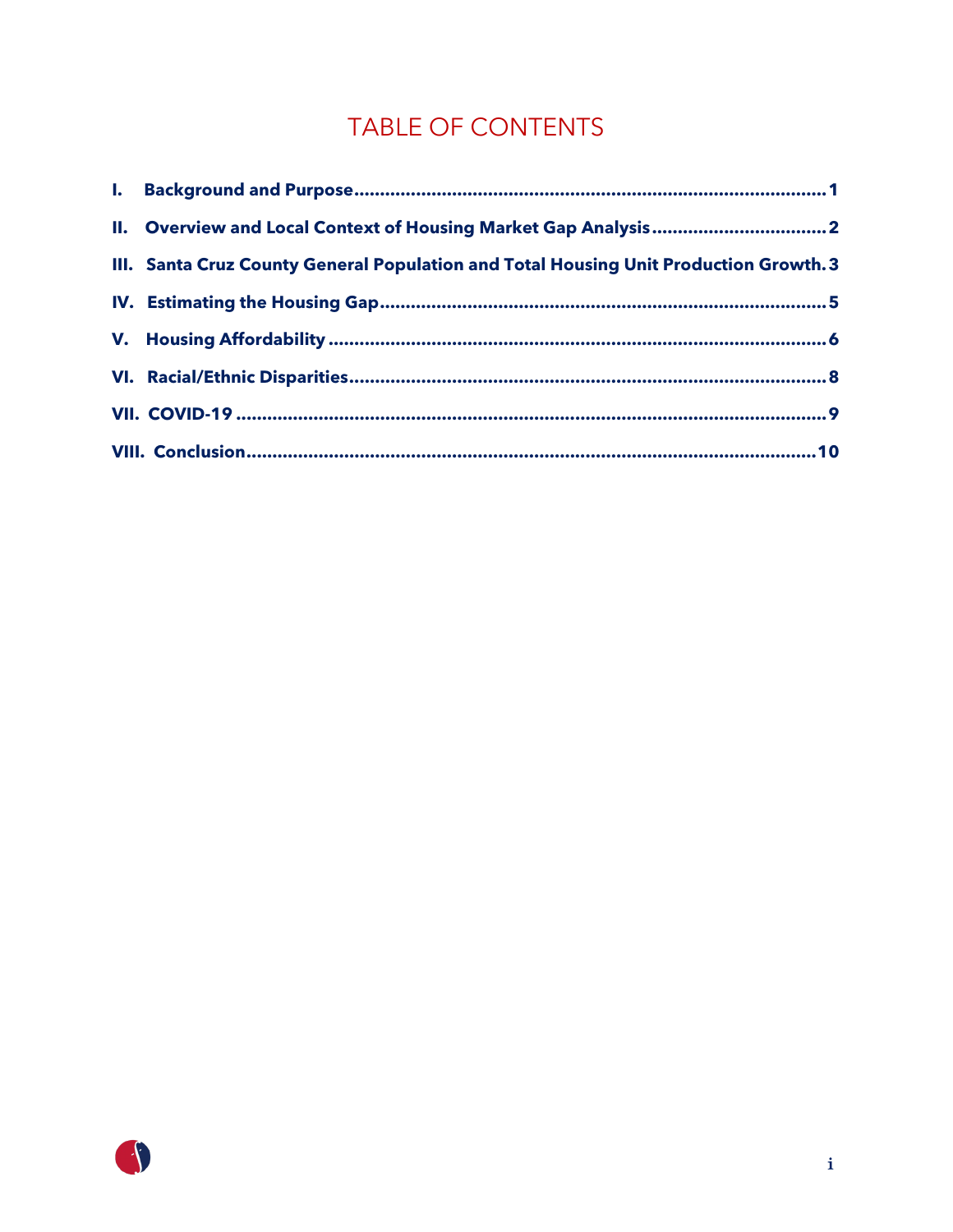# TABLE OF CONTENTS

- **I. Background and Purpose** ........................................................................................ **1**
- **II. Overview and Local Context of Housing Market Gap Analysis** ................................ **2**
- **III. Santa Cruz County General Population and Total Housing Unit Production Growth** . **3**
- **IV. Estimating the Housing Gap** .................................................................................... **5**
- **V. Housing Affordability** ................................................................................................ **6**
- **VI. Racial/Ethnic Disparities** .......................................................................................... **8**
- **VII. COVID-19** ............................................................................................................... **9**
- **VIII. Conclusion** ........................................................................................................... **10**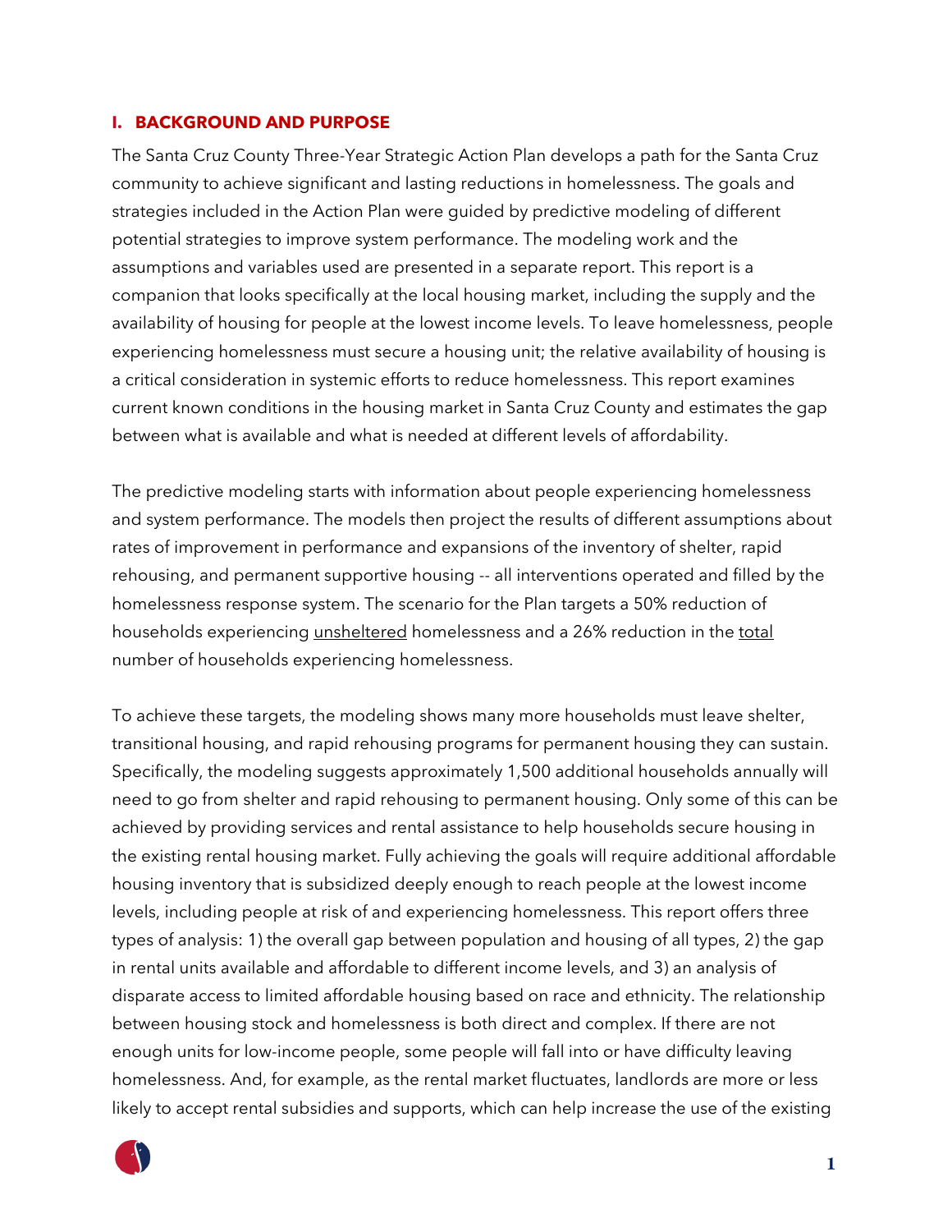## I. BACKGROUND AND PURPOSE

The Santa Cruz County Three-Year Strategic Action Plan develops a path for the Santa Cruz community to achieve significant and lasting reductions in homelessness. The goals and strategies included in the Action Plan were guided by predictive modeling of different potential strategies to improve system performance. The modeling work and the assumptions and variables used are presented in a separate report. This report is a companion that looks specifically at the local housing market, including the supply and the availability of housing for people at the lowest income levels. To leave homelessness, people experiencing homelessness must secure a housing unit; the relative availability of housing is a critical consideration in systemic efforts to reduce homelessness. This report examines current known conditions in the housing market in Santa Cruz County and estimates the gap between what is available and what is needed at different levels of affordability.

The predictive modeling starts with information about people experiencing homelessness and system performance. The models then project the results of different assumptions about rates of improvement in performance and expansions of the inventory of shelter, rapid rehousing, and permanent supportive housing -- all interventions operated and filled by the homelessness response system. The scenario for the Plan targets a 50% reduction of households experiencing <u>unsheltered</u> homelessness and a 26% reduction in the <u>total</u> number of households experiencing homelessness.

To achieve these targets, the modeling shows many more households must leave shelter, transitional housing, and rapid rehousing programs for permanent housing they can sustain. Specifically, the modeling suggests approximately 1,500 additional households annually will need to go from shelter and rapid rehousing to permanent housing. Only some of this can be achieved by providing services and rental assistance to help households secure housing in the existing rental housing market. Fully achieving the goals will require additional affordable housing inventory that is subsidized deeply enough to reach people at the lowest income levels, including people at risk of and experiencing homelessness. This report offers three types of analysis: 1) the overall gap between population and housing of all types, 2) the gap in rental units available and affordable to different income levels, and 3) an analysis of disparate access to limited affordable housing based on race and ethnicity. The relationship between housing stock and homelessness is both direct and complex. If there are not enough units for low-income people, some people will fall into or have difficulty leaving homelessness. And, for example, as the rental market fluctuates, landlords are more or less likely to accept rental subsidies and supports, which can help increase the use of the existing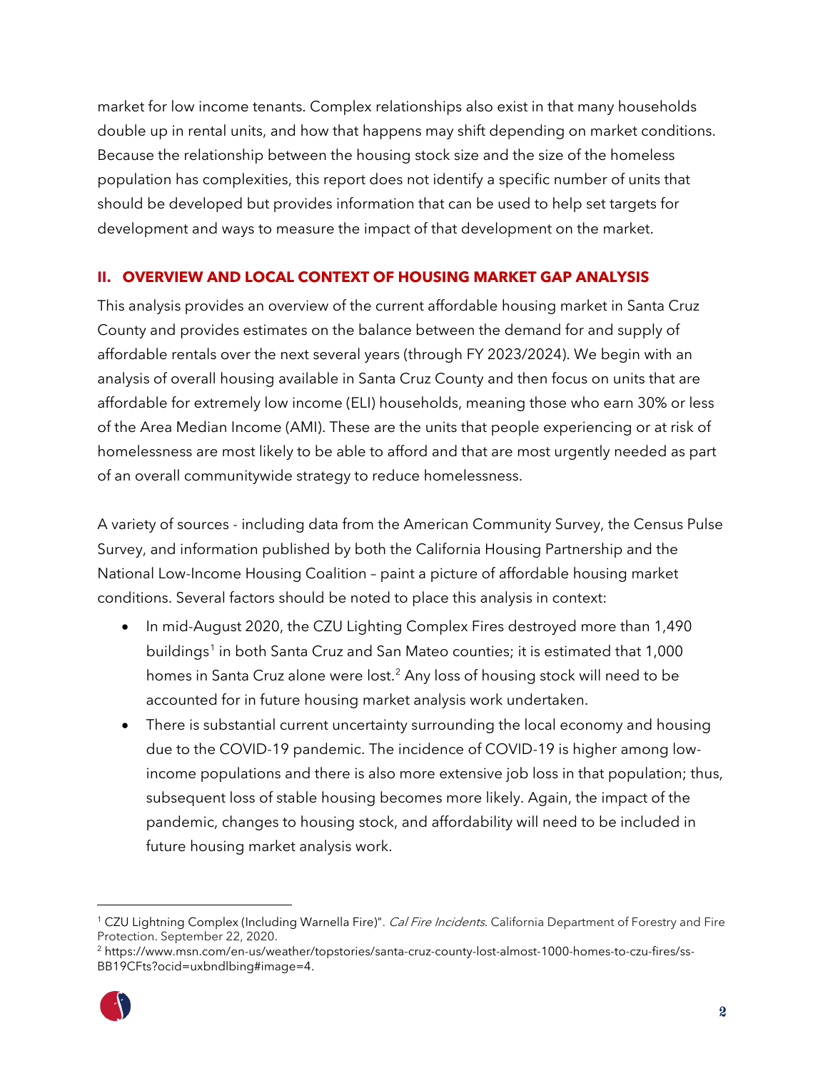market for low income tenants. Complex relationships also exist in that many households double up in rental units, and how that happens may shift depending on market conditions. Because the relationship between the housing stock size and the size of the homeless population has complexities, this report does not identify a specific number of units that should be developed but provides information that can be used to help set targets for development and ways to measure the impact of that development on the market.

## II. OVERVIEW AND LOCAL CONTEXT OF HOUSING MARKET GAP ANALYSIS

This analysis provides an overview of the current affordable housing market in Santa Cruz County and provides estimates on the balance between the demand for and supply of affordable rentals over the next several years (through FY 2023/2024). We begin with an analysis of overall housing available in Santa Cruz County and then focus on units that are affordable for extremely low income (ELI) households, meaning those who earn 30% or less of the Area Median Income (AMI). These are the units that people experiencing or at risk of homelessness are most likely to be able to afford and that are most urgently needed as part of an overall communitywide strategy to reduce homelessness.

A variety of sources - including data from the American Community Survey, the Census Pulse Survey, and information published by both the California Housing Partnership and the National Low-Income Housing Coalition – paint a picture of affordable housing market conditions. Several factors should be noted to place this analysis in context:

- In mid-August 2020, the CZU Lighting Complex Fires destroyed more than 1,490 buildings[1] in both Santa Cruz and San Mateo counties; it is estimated that 1,000 homes in Santa Cruz alone were lost.[2] Any loss of housing stock will need to be accounted for in future housing market analysis work undertaken.
- There is substantial current uncertainty surrounding the local economy and housing due to the COVID-19 pandemic. The incidence of COVID-19 is higher among low-income populations and there is also more extensive job loss in that population; thus, subsequent loss of stable housing becomes more likely. Again, the impact of the pandemic, changes to housing stock, and affordability will need to be included in future housing market analysis work.

---

[1] CZU Lightning Complex (Including Warnella Fire)". *Cal Fire Incidents*. California Department of Forestry and Fire Protection. September 22, 2020.

[2] https://www.msn.com/en-us/weather/topstories/santa-cruz-county-lost-almost-1000-homes-to-czu-fires/ss-BB19CFts?ocid=uxbndlbing#image=4.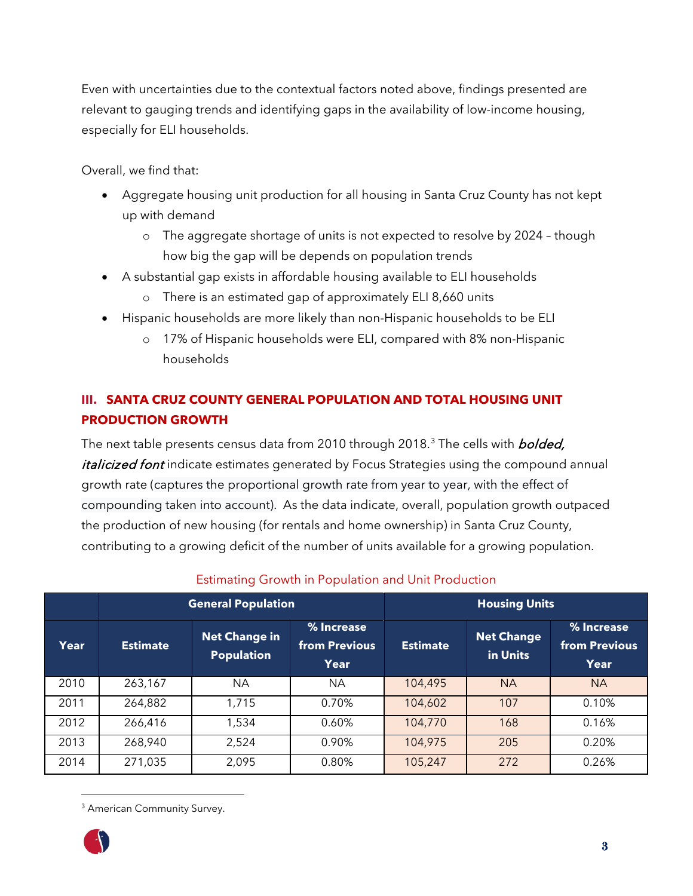Even with uncertainties due to the contextual factors noted above, findings presented are relevant to gauging trends and identifying gaps in the availability of low-income housing, especially for ELI households.

Overall, we find that:

- Aggregate housing unit production for all housing in Santa Cruz County has not kept up with demand
  - The aggregate shortage of units is not expected to resolve by 2024 – though how big the gap will be depends on population trends
- A substantial gap exists in affordable housing available to ELI households
  - There is an estimated gap of approximately ELI 8,660 units
- Hispanic households are more likely than non-Hispanic households to be ELI
  - 17% of Hispanic households were ELI, compared with 8% non-Hispanic households

## III. SANTA CRUZ COUNTY GENERAL POPULATION AND TOTAL HOUSING UNIT PRODUCTION GROWTH

The next table presents census data from 2010 through 2018.[3] The cells with ***bolded, italicized font*** indicate estimates generated by Focus Strategies using the compound annual growth rate (captures the proportional growth rate from year to year, with the effect of compounding taken into account). As the data indicate, overall, population growth outpaced the production of new housing (for rentals and home ownership) in Santa Cruz County, contributing to a growing deficit of the number of units available for a growing population.

Estimating Growth in Population and Unit Production

| | General Population | | | Housing Units | | |
|---|---|---|---|---|---|---|
| Year | Estimate | Net Change in Population | % Increase from Previous Year | Estimate | Net Change in Units | % Increase from Previous Year |
| 2010 | 263,167 | NA | NA | 104,495 | NA | NA |
| 2011 | 264,882 | 1,715 | 0.70% | 104,602 | 107 | 0.10% |
| 2012 | 266,416 | 1,534 | 0.60% | 104,770 | 168 | 0.16% |
| 2013 | 268,940 | 2,524 | 0.90% | 104,975 | 205 | 0.20% |
| 2014 | 271,035 | 2,095 | 0.80% | 105,247 | 272 | 0.26% |

[3] American Community Survey.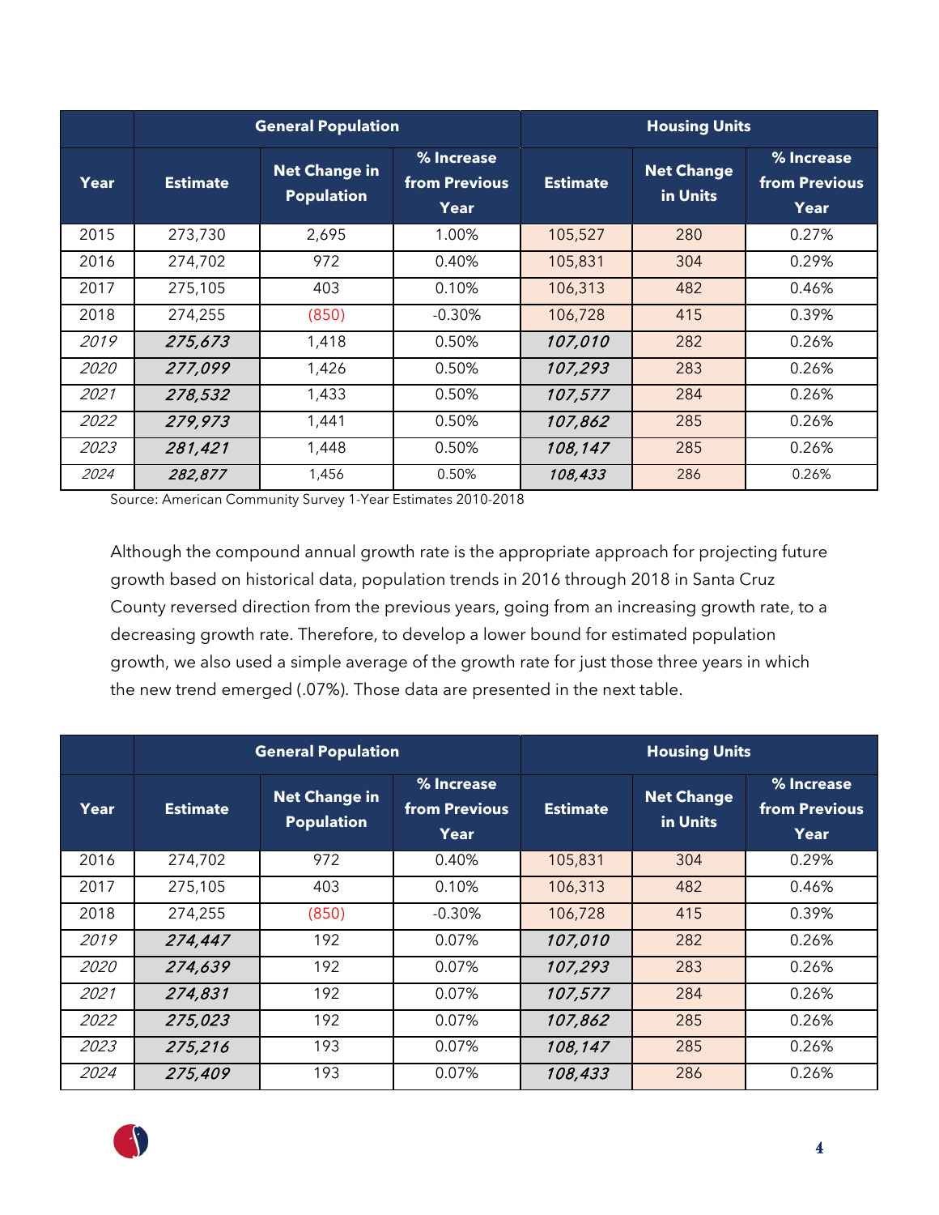| | General Population | | | Housing Units | | |
|---|---|---|---|---|---|---|
| Year | Estimate | Net Change in Population | % Increase from Previous Year | Estimate | Net Change in Units | % Increase from Previous Year |
| 2015 | 273,730 | 2,695 | 1.00% | 105,527 | 280 | 0.27% |
| 2016 | 274,702 | 972 | 0.40% | 105,831 | 304 | 0.29% |
| 2017 | 275,105 | 403 | 0.10% | 106,313 | 482 | 0.46% |
| 2018 | 274,255 | (850) | -0.30% | 106,728 | 415 | 0.39% |
| *2019* | ***275,673*** | 1,418 | 0.50% | ***107,010*** | 282 | 0.26% |
| *2020* | ***277,099*** | 1,426 | 0.50% | ***107,293*** | 283 | 0.26% |
| *2021* | ***278,532*** | 1,433 | 0.50% | ***107,577*** | 284 | 0.26% |
| *2022* | ***279,973*** | 1,441 | 0.50% | ***107,862*** | 285 | 0.26% |
| *2023* | ***281,421*** | 1,448 | 0.50% | ***108,147*** | 285 | 0.26% |
| *2024* | ***282,877*** | 1,456 | 0.50% | ***108,433*** | 286 | 0.26% |

Source: American Community Survey 1-Year Estimates 2010-2018

Although the compound annual growth rate is the appropriate approach for projecting future growth based on historical data, population trends in 2016 through 2018 in Santa Cruz County reversed direction from the previous years, going from an increasing growth rate, to a decreasing growth rate. Therefore, to develop a lower bound for estimated population growth, we also used a simple average of the growth rate for just those three years in which the new trend emerged (.07%). Those data are presented in the next table.

| | General Population | | | Housing Units | | |
|---|---|---|---|---|---|---|
| Year | Estimate | Net Change in Population | % Increase from Previous Year | Estimate | Net Change in Units | % Increase from Previous Year |
| 2016 | 274,702 | 972 | 0.40% | 105,831 | 304 | 0.29% |
| 2017 | 275,105 | 403 | 0.10% | 106,313 | 482 | 0.46% |
| 2018 | 274,255 | (850) | -0.30% | 106,728 | 415 | 0.39% |
| *2019* | ***274,447*** | 192 | 0.07% | ***107,010*** | 282 | 0.26% |
| *2020* | ***274,639*** | 192 | 0.07% | ***107,293*** | 283 | 0.26% |
| *2021* | ***274,831*** | 192 | 0.07% | ***107,577*** | 284 | 0.26% |
| *2022* | ***275,023*** | 192 | 0.07% | ***107,862*** | 285 | 0.26% |
| *2023* | ***275,216*** | 193 | 0.07% | ***108,147*** | 285 | 0.26% |
| *2024* | ***275,409*** | 193 | 0.07% | ***108,433*** | 286 | 0.26% |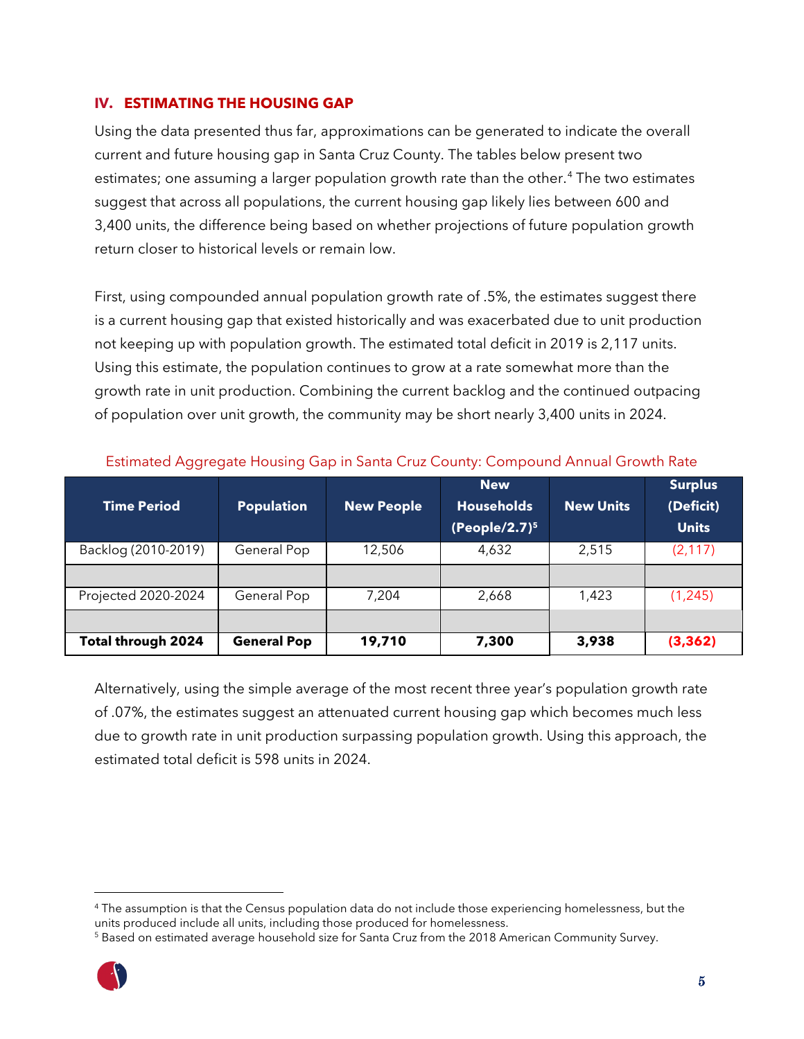## IV. ESTIMATING THE HOUSING GAP

Using the data presented thus far, approximations can be generated to indicate the overall current and future housing gap in Santa Cruz County. The tables below present two estimates; one assuming a larger population growth rate than the other.[4] The two estimates suggest that across all populations, the current housing gap likely lies between 600 and 3,400 units, the difference being based on whether projections of future population growth return closer to historical levels or remain low.

First, using compounded annual population growth rate of .5%, the estimates suggest there is a current housing gap that existed historically and was exacerbated due to unit production not keeping up with population growth. The estimated total deficit in 2019 is 2,117 units. Using this estimate, the population continues to grow at a rate somewhat more than the growth rate in unit production. Combining the current backlog and the continued outpacing of population over unit growth, the community may be short nearly 3,400 units in 2024.

Estimated Aggregate Housing Gap in Santa Cruz County: Compound Annual Growth Rate

| Time Period | Population | New People | New Households (People/2.7)[5] | New Units | Surplus (Deficit) Units |
|---|---|---|---|---|---|
| Backlog (2010-2019) | General Pop | 12,506 | 4,632 | 2,515 | (2,117) |
| | | | | | |
| Projected 2020-2024 | General Pop | 7,204 | 2,668 | 1,423 | (1,245) |
| | | | | | |
| **Total through 2024** | **General Pop** | **19,710** | **7,300** | **3,938** | **(3,362)** |

Alternatively, using the simple average of the most recent three year's population growth rate of .07%, the estimates suggest an attenuated current housing gap which becomes much less due to growth rate in unit production surpassing population growth. Using this approach, the estimated total deficit is 598 units in 2024.

---

[4] The assumption is that the Census population data do not include those experiencing homelessness, but the units produced include all units, including those produced for homelessness.

[5] Based on estimated average household size for Santa Cruz from the 2018 American Community Survey.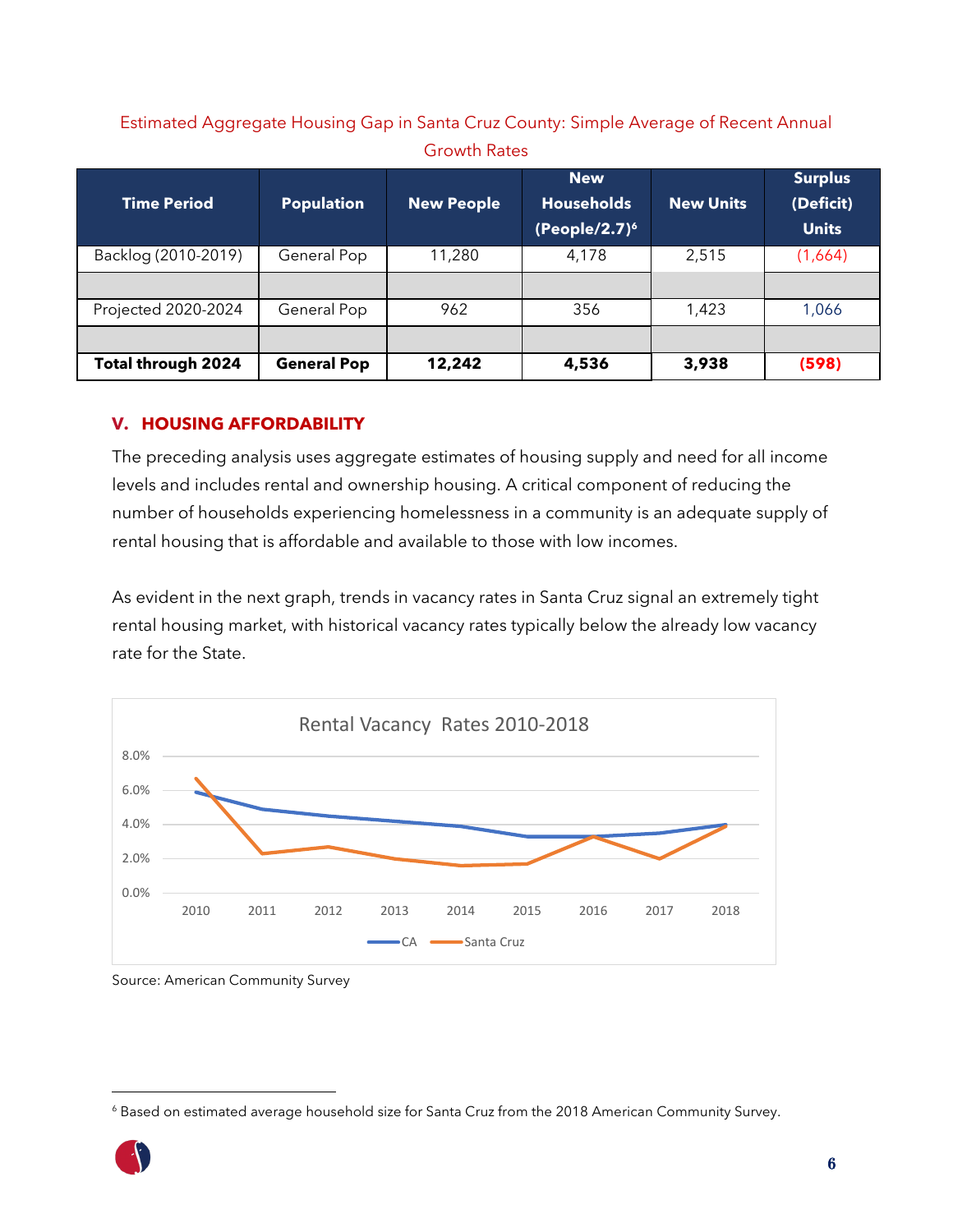Estimated Aggregate Housing Gap in Santa Cruz County: Simple Average of Recent Annual Growth Rates

| Time Period | Population | New People | New Households (People/2.7)[6] | New Units | Surplus (Deficit) Units |
|---|---|---|---|---|---|
| Backlog (2010-2019) | General Pop | 11,280 | 4,178 | 2,515 | (1,664) |
| | | | | | |
| Projected 2020-2024 | General Pop | 962 | 356 | 1,423 | 1,066 |
| | | | | | |
| **Total through 2024** | **General Pop** | **12,242** | **4,536** | **3,938** | **(598)** |

## V. HOUSING AFFORDABILITY

The preceding analysis uses aggregate estimates of housing supply and need for all income levels and includes rental and ownership housing. A critical component of reducing the number of households experiencing homelessness in a community is an adequate supply of rental housing that is affordable and available to those with low incomes.

As evident in the next graph, trends in vacancy rates in Santa Cruz signal an extremely tight rental housing market, with historical vacancy rates typically below the already low vacancy rate for the State.

Rental Vacancy Rates 2010-2018

Source: American Community Survey

[6] Based on estimated average household size for Santa Cruz from the 2018 American Community Survey.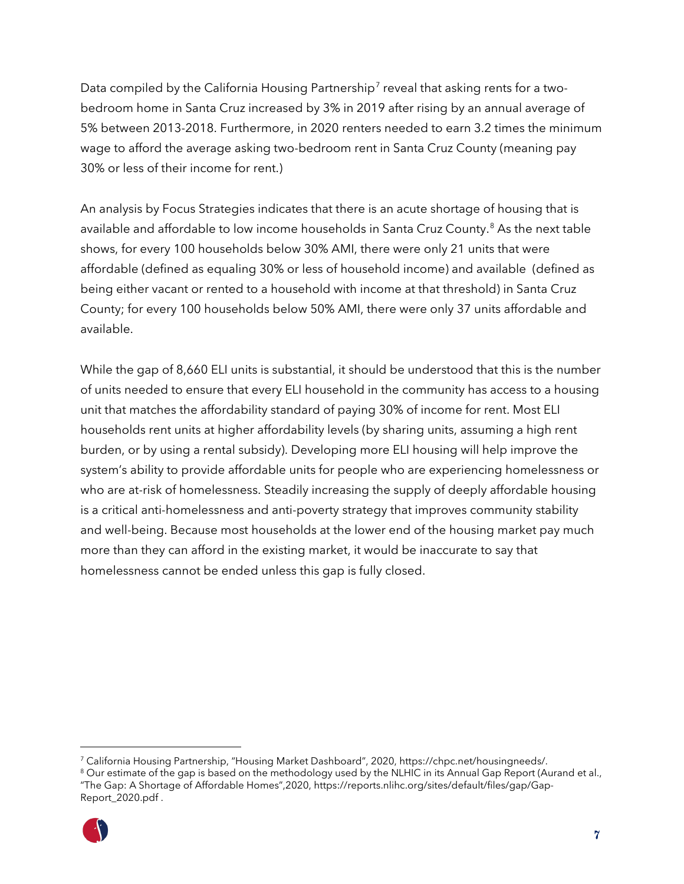Data compiled by the California Housing Partnership[7] reveal that asking rents for a two-bedroom home in Santa Cruz increased by 3% in 2019 after rising by an annual average of 5% between 2013-2018. Furthermore, in 2020 renters needed to earn 3.2 times the minimum wage to afford the average asking two-bedroom rent in Santa Cruz County (meaning pay 30% or less of their income for rent.)

An analysis by Focus Strategies indicates that there is an acute shortage of housing that is available and affordable to low income households in Santa Cruz County.[8] As the next table shows, for every 100 households below 30% AMI, there were only 21 units that were affordable (defined as equaling 30% or less of household income) and available (defined as being either vacant or rented to a household with income at that threshold) in Santa Cruz County; for every 100 households below 50% AMI, there were only 37 units affordable and available.

While the gap of 8,660 ELI units is substantial, it should be understood that this is the number of units needed to ensure that every ELI household in the community has access to a housing unit that matches the affordability standard of paying 30% of income for rent. Most ELI households rent units at higher affordability levels (by sharing units, assuming a high rent burden, or by using a rental subsidy). Developing more ELI housing will help improve the system's ability to provide affordable units for people who are experiencing homelessness or who are at-risk of homelessness. Steadily increasing the supply of deeply affordable housing is a critical anti-homelessness and anti-poverty strategy that improves community stability and well-being. Because most households at the lower end of the housing market pay much more than they can afford in the existing market, it would be inaccurate to say that homelessness cannot be ended unless this gap is fully closed.

---

[7] California Housing Partnership, "Housing Market Dashboard", 2020, https://chpc.net/housingneeds/.

[8] Our estimate of the gap is based on the methodology used by the NLHIC in its Annual Gap Report (Aurand et al., "The Gap: A Shortage of Affordable Homes",2020, https://reports.nlihc.org/sites/default/files/gap/Gap-Report_2020.pdf .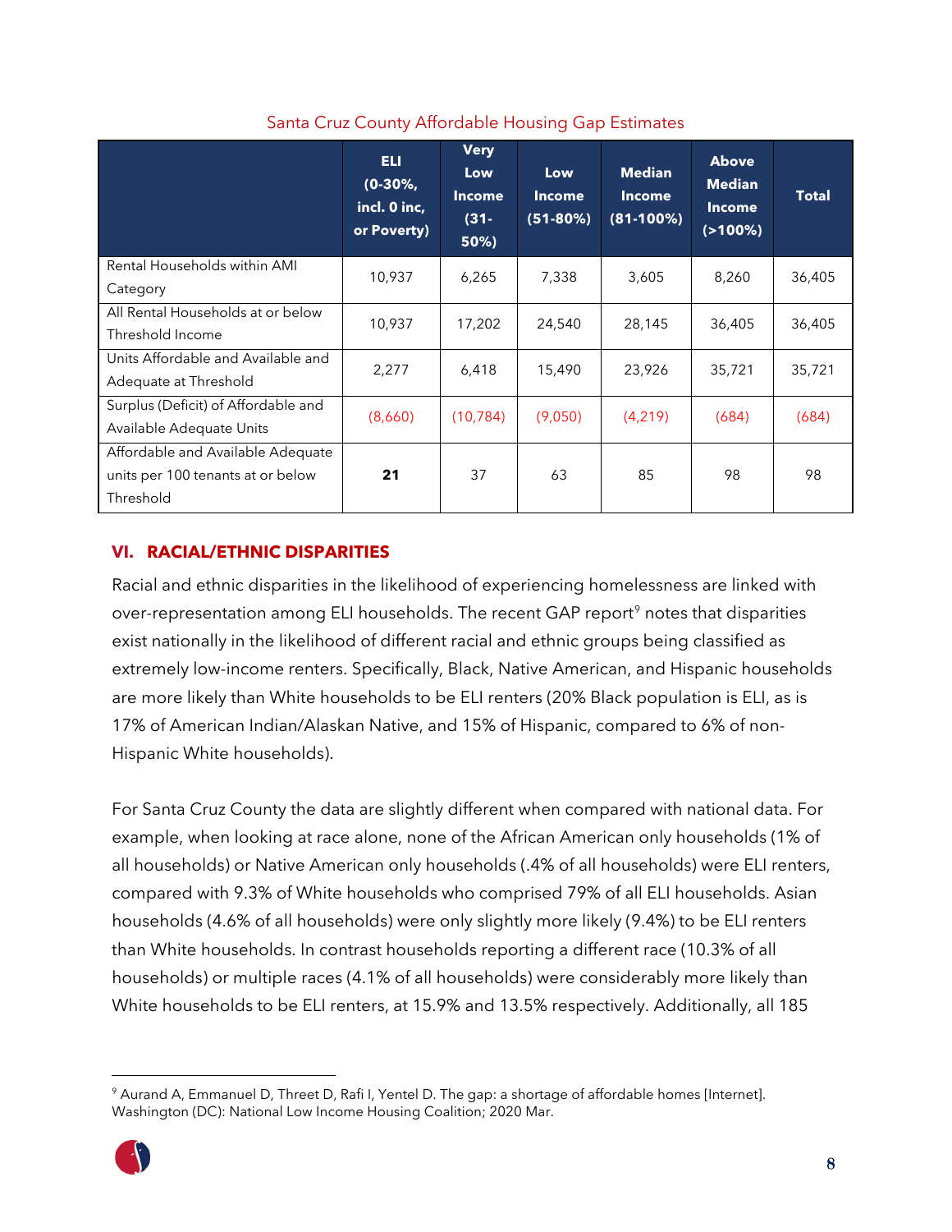Santa Cruz County Affordable Housing Gap Estimates

| | ELI (0-30%, incl. 0 inc, or Poverty) | Very Low Income (31-50%) | Low Income (51-80%) | Median Income (81-100%) | Above Median Income (>100%) | Total |
|---|---|---|---|---|---|---|
| Rental Households within AMI Category | 10,937 | 6,265 | 7,338 | 3,605 | 8,260 | 36,405 |
| All Rental Households at or below Threshold Income | 10,937 | 17,202 | 24,540 | 28,145 | 36,405 | 36,405 |
| Units Affordable and Available and Adequate at Threshold | 2,277 | 6,418 | 15,490 | 23,926 | 35,721 | 35,721 |
| Surplus (Deficit) of Affordable and Available Adequate Units | (8,660) | (10,784) | (9,050) | (4,219) | (684) | (684) |
| Affordable and Available Adequate units per 100 tenants at or below Threshold | **21** | 37 | 63 | 85 | 98 | 98 |

## VI. RACIAL/ETHNIC DISPARITIES

Racial and ethnic disparities in the likelihood of experiencing homelessness are linked with over-representation among ELI households. The recent GAP report[9] notes that disparities exist nationally in the likelihood of different racial and ethnic groups being classified as extremely low-income renters. Specifically, Black, Native American, and Hispanic households are more likely than White households to be ELI renters (20% Black population is ELI, as is 17% of American Indian/Alaskan Native, and 15% of Hispanic, compared to 6% of non-Hispanic White households).

For Santa Cruz County the data are slightly different when compared with national data. For example, when looking at race alone, none of the African American only households (1% of all households) or Native American only households (.4% of all households) were ELI renters, compared with 9.3% of White households who comprised 79% of all ELI households. Asian households (4.6% of all households) were only slightly more likely (9.4%) to be ELI renters than White households. In contrast households reporting a different race (10.3% of all households) or multiple races (4.1% of all households) were considerably more likely than White households to be ELI renters, at 15.9% and 13.5% respectively. Additionally, all 185

[9] Aurand A, Emmanuel D, Threet D, Rafi I, Yentel D. The gap: a shortage of affordable homes [Internet]. Washington (DC): National Low Income Housing Coalition; 2020 Mar.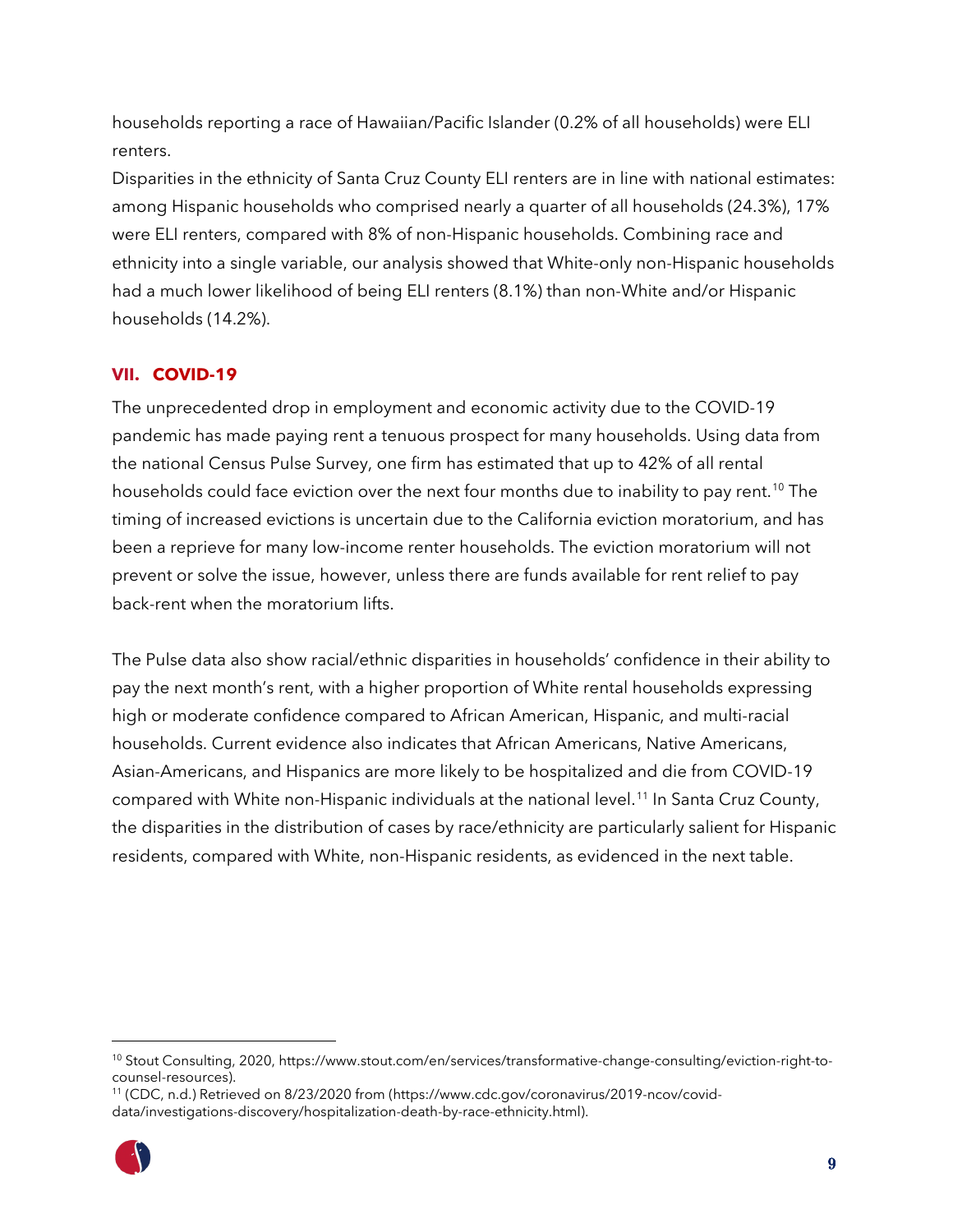households reporting a race of Hawaiian/Pacific Islander (0.2% of all households) were ELI renters.

Disparities in the ethnicity of Santa Cruz County ELI renters are in line with national estimates: among Hispanic households who comprised nearly a quarter of all households (24.3%), 17% were ELI renters, compared with 8% of non-Hispanic households. Combining race and ethnicity into a single variable, our analysis showed that White-only non-Hispanic households had a much lower likelihood of being ELI renters (8.1%) than non-White and/or Hispanic households (14.2%).

## VII. COVID-19

The unprecedented drop in employment and economic activity due to the COVID-19 pandemic has made paying rent a tenuous prospect for many households. Using data from the national Census Pulse Survey, one firm has estimated that up to 42% of all rental households could face eviction over the next four months due to inability to pay rent.[10] The timing of increased evictions is uncertain due to the California eviction moratorium, and has been a reprieve for many low-income renter households. The eviction moratorium will not prevent or solve the issue, however, unless there are funds available for rent relief to pay back-rent when the moratorium lifts.

The Pulse data also show racial/ethnic disparities in households' confidence in their ability to pay the next month's rent, with a higher proportion of White rental households expressing high or moderate confidence compared to African American, Hispanic, and multi-racial households. Current evidence also indicates that African Americans, Native Americans, Asian-Americans, and Hispanics are more likely to be hospitalized and die from COVID-19 compared with White non-Hispanic individuals at the national level.[11] In Santa Cruz County, the disparities in the distribution of cases by race/ethnicity are particularly salient for Hispanic residents, compared with White, non-Hispanic residents, as evidenced in the next table.

---

[10] Stout Consulting, 2020, https://www.stout.com/en/services/transformative-change-consulting/eviction-right-to-counsel-resources).

[11] (CDC, n.d.) Retrieved on 8/23/2020 from (https://www.cdc.gov/coronavirus/2019-ncov/covid-data/investigations-discovery/hospitalization-death-by-race-ethnicity.html).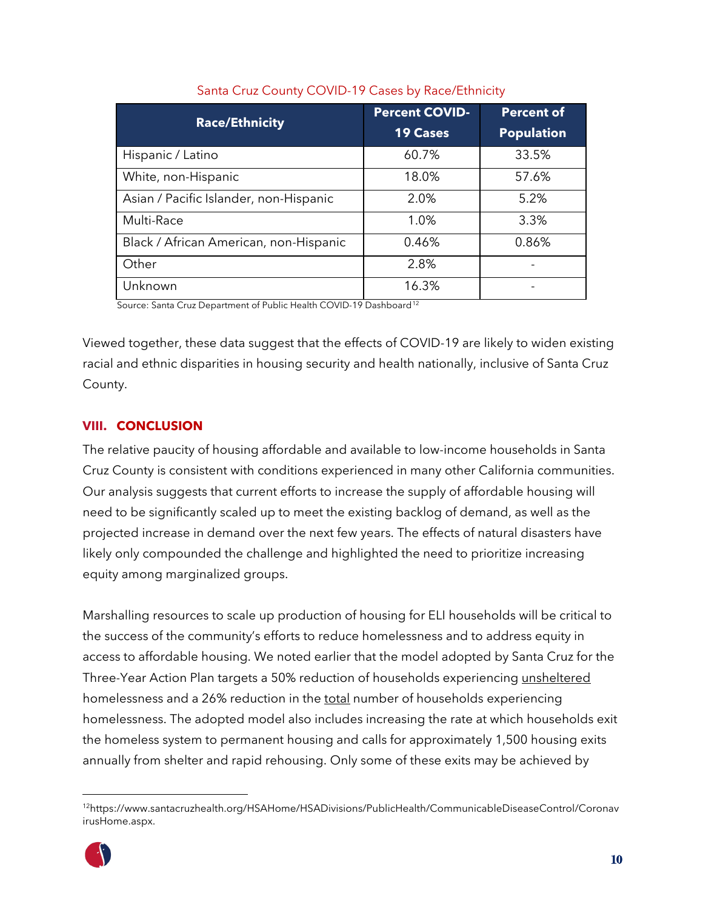Santa Cruz County COVID-19 Cases by Race/Ethnicity

| Race/Ethnicity | Percent COVID-19 Cases | Percent of Population |
|---|---|---|
| Hispanic / Latino | 60.7% | 33.5% |
| White, non-Hispanic | 18.0% | 57.6% |
| Asian / Pacific Islander, non-Hispanic | 2.0% | 5.2% |
| Multi-Race | 1.0% | 3.3% |
| Black / African American, non-Hispanic | 0.46% | 0.86% |
| Other | 2.8% | - |
| Unknown | 16.3% | - |

Source: Santa Cruz Department of Public Health COVID-19 Dashboard[12]

Viewed together, these data suggest that the effects of COVID-19 are likely to widen existing racial and ethnic disparities in housing security and health nationally, inclusive of Santa Cruz County.

## VIII. CONCLUSION

The relative paucity of housing affordable and available to low-income households in Santa Cruz County is consistent with conditions experienced in many other California communities. Our analysis suggests that current efforts to increase the supply of affordable housing will need to be significantly scaled up to meet the existing backlog of demand, as well as the projected increase in demand over the next few years. The effects of natural disasters have likely only compounded the challenge and highlighted the need to prioritize increasing equity among marginalized groups.

Marshalling resources to scale up production of housing for ELI households will be critical to the success of the community's efforts to reduce homelessness and to address equity in access to affordable housing. We noted earlier that the model adopted by Santa Cruz for the Three-Year Action Plan targets a 50% reduction of households experiencing unsheltered homelessness and a 26% reduction in the total number of households experiencing homelessness. The adopted model also includes increasing the rate at which households exit the homeless system to permanent housing and calls for approximately 1,500 housing exits annually from shelter and rapid rehousing. Only some of these exits may be achieved by

[12] https://www.santacruzhealth.org/HSAHome/HSADivisions/PublicHealth/CommunicableDiseaseControl/CoronavirusHome.aspx.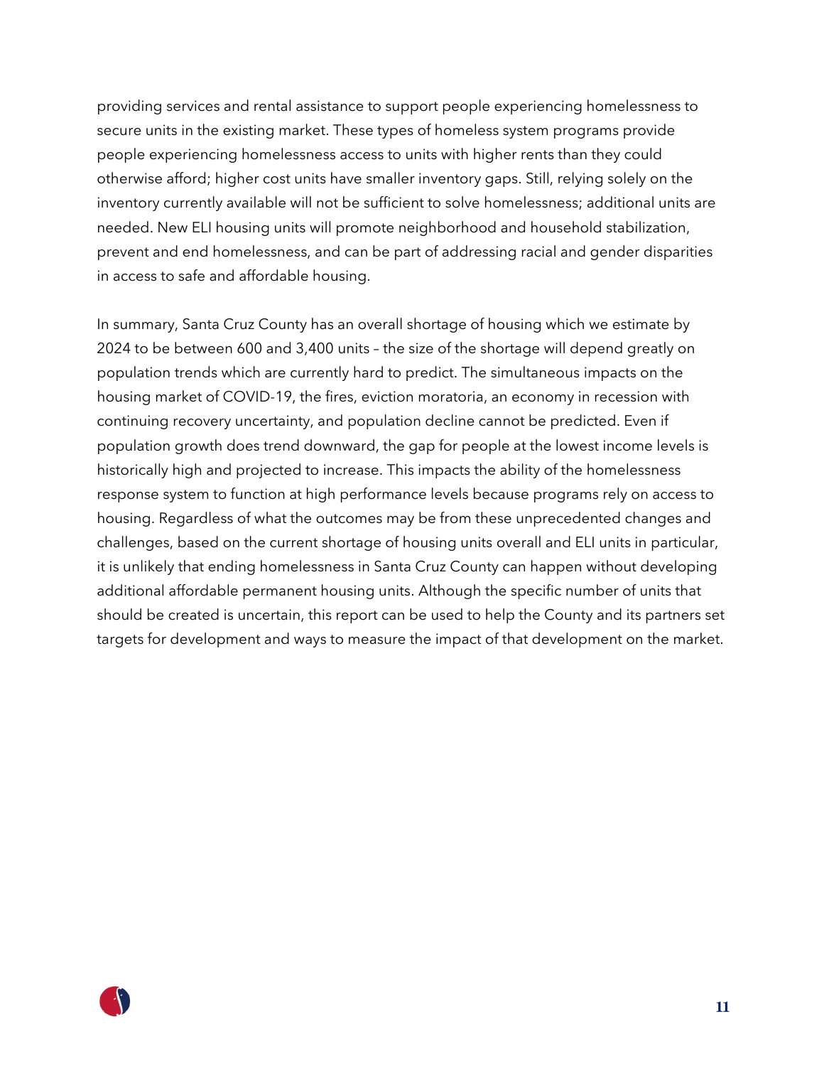providing services and rental assistance to support people experiencing homelessness to secure units in the existing market. These types of homeless system programs provide people experiencing homelessness access to units with higher rents than they could otherwise afford; higher cost units have smaller inventory gaps. Still, relying solely on the inventory currently available will not be sufficient to solve homelessness; additional units are needed. New ELI housing units will promote neighborhood and household stabilization, prevent and end homelessness, and can be part of addressing racial and gender disparities in access to safe and affordable housing.

In summary, Santa Cruz County has an overall shortage of housing which we estimate by 2024 to be between 600 and 3,400 units – the size of the shortage will depend greatly on population trends which are currently hard to predict. The simultaneous impacts on the housing market of COVID-19, the fires, eviction moratoria, an economy in recession with continuing recovery uncertainty, and population decline cannot be predicted. Even if population growth does trend downward, the gap for people at the lowest income levels is historically high and projected to increase. This impacts the ability of the homelessness response system to function at high performance levels because programs rely on access to housing. Regardless of what the outcomes may be from these unprecedented changes and challenges, based on the current shortage of housing units overall and ELI units in particular, it is unlikely that ending homelessness in Santa Cruz County can happen without developing additional affordable permanent housing units. Although the specific number of units that should be created is uncertain, this report can be used to help the County and its partners set targets for development and ways to measure the impact of that development on the market.